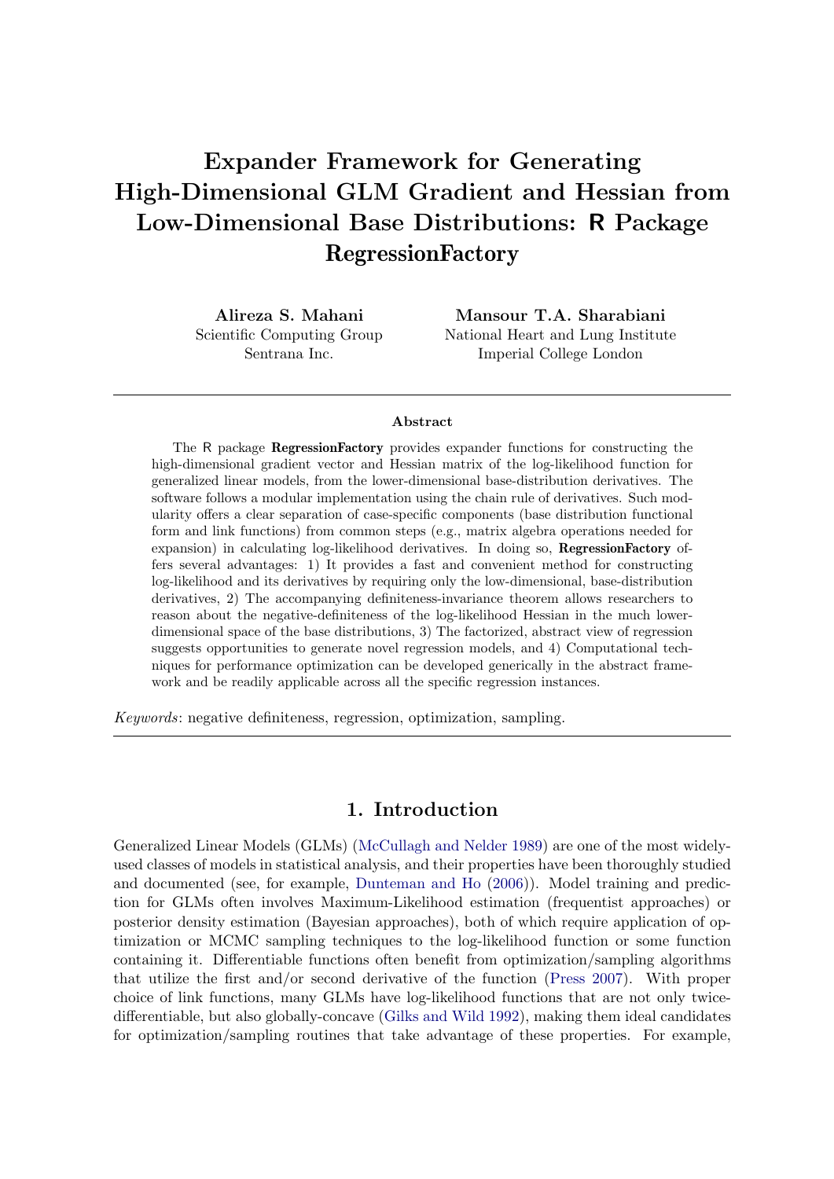# Expander Framework for Generating High-Dimensional GLM Gradient and Hessian from Low-Dimensional Base Distributions: R Package RegressionFactory

**Alireza S. Mahani**
Scientific Computing Group
Sentrana Inc.

**Mansour T.A. Sharabiani**
National Heart and Lung Institute
Imperial College London

---

**Abstract**

The R package **RegressionFactory** provides expander functions for constructing the high-dimensional gradient vector and Hessian matrix of the log-likelihood function for generalized linear models, from the lower-dimensional base-distribution derivatives. The software follows a modular implementation using the chain rule of derivatives. Such modularity offers a clear separation of case-specific components (base distribution functional form and link functions) from common steps (e.g., matrix algebra operations needed for expansion) in calculating log-likelihood derivatives. In doing so, **RegressionFactory** offers several advantages: 1) It provides a fast and convenient method for constructing log-likelihood and its derivatives by requiring only the low-dimensional, base-distribution derivatives, 2) The accompanying definiteness-invariance theorem allows researchers to reason about the negative-definiteness of the log-likelihood Hessian in the much lower-dimensional space of the base distributions, 3) The factorized, abstract view of regression suggests opportunities to generate novel regression models, and 4) Computational techniques for performance optimization can be developed generically in the abstract framework and be readily applicable across all the specific regression instances.

*Keywords*: negative definiteness, regression, optimization, sampling.

---

## 1. Introduction

Generalized Linear Models (GLMs) (McCullagh and Nelder 1989) are one of the most widely-used classes of models in statistical analysis, and their properties have been thoroughly studied and documented (see, for example, Dunteman and Ho (2006)). Model training and prediction for GLMs often involves Maximum-Likelihood estimation (frequentist approaches) or posterior density estimation (Bayesian approaches), both of which require application of optimization or MCMC sampling techniques to the log-likelihood function or some function containing it. Differentiable functions often benefit from optimization/sampling algorithms that utilize the first and/or second derivative of the function (Press 2007). With proper choice of link functions, many GLMs have log-likelihood functions that are not only twice-differentiable, but also globally-concave (Gilks and Wild 1992), making them ideal candidates for optimization/sampling routines that take advantage of these properties. For example,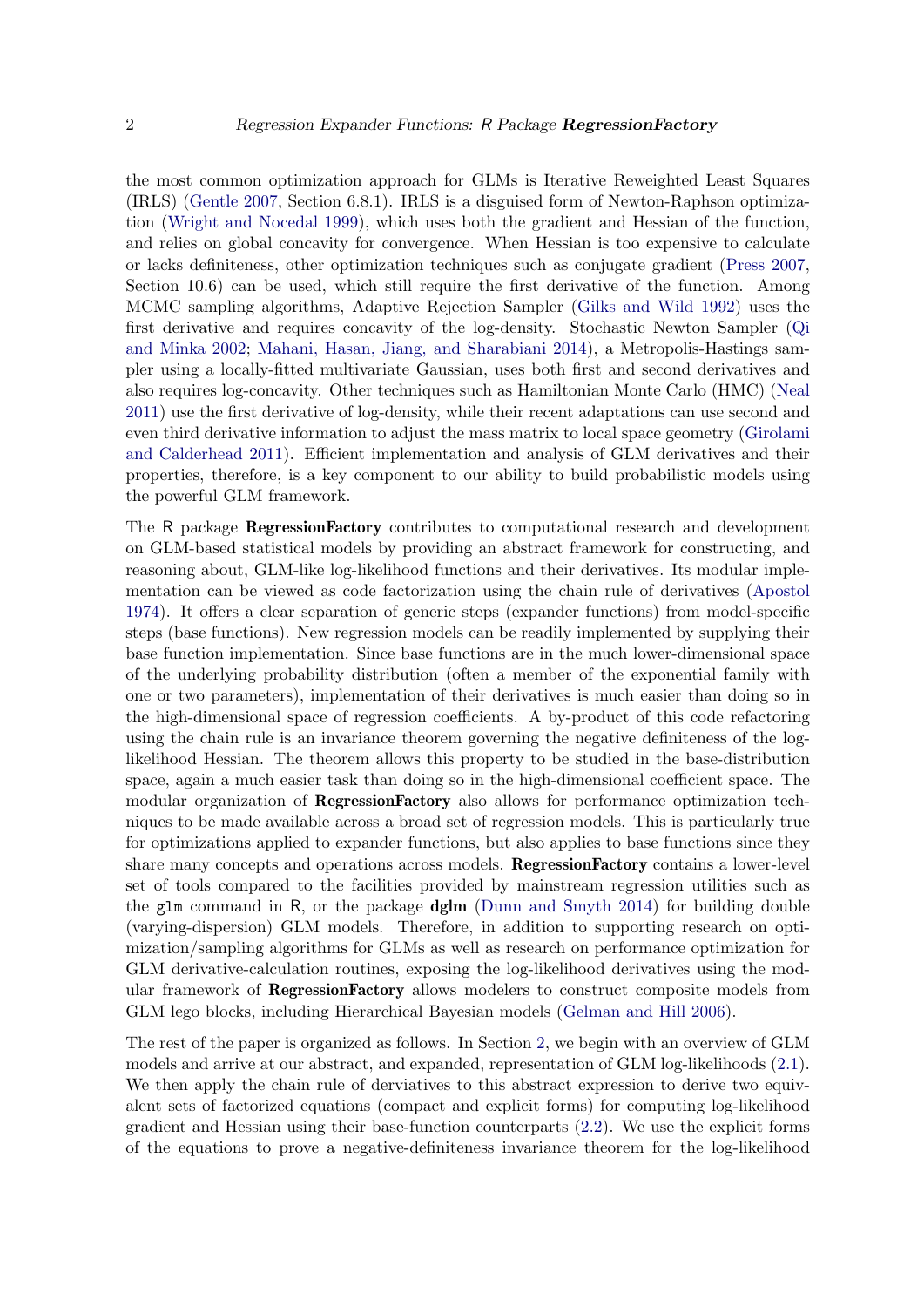the most common optimization approach for GLMs is Iterative Reweighted Least Squares (IRLS) (Gentle 2007, Section 6.8.1). IRLS is a disguised form of Newton-Raphson optimization (Wright and Nocedal 1999), which uses both the gradient and Hessian of the function, and relies on global concavity for convergence. When Hessian is too expensive to calculate or lacks definiteness, other optimization techniques such as conjugate gradient (Press 2007, Section 10.6) can be used, which still require the first derivative of the function. Among MCMC sampling algorithms, Adaptive Rejection Sampler (Gilks and Wild 1992) uses the first derivative and requires concavity of the log-density. Stochastic Newton Sampler (Qi and Minka 2002; Mahani, Hasan, Jiang, and Sharabiani 2014), a Metropolis-Hastings sampler using a locally-fitted multivariate Gaussian, uses both first and second derivatives and also requires log-concavity. Other techniques such as Hamiltonian Monte Carlo (HMC) (Neal 2011) use the first derivative of log-density, while their recent adaptations can use second and even third derivative information to adjust the mass matrix to local space geometry (Girolami and Calderhead 2011). Efficient implementation and analysis of GLM derivatives and their properties, therefore, is a key component to our ability to build probabilistic models using the powerful GLM framework.

The R package **RegressionFactory** contributes to computational research and development on GLM-based statistical models by providing an abstract framework for constructing, and reasoning about, GLM-like log-likelihood functions and their derivatives. Its modular implementation can be viewed as code factorization using the chain rule of derivatives (Apostol 1974). It offers a clear separation of generic steps (expander functions) from model-specific steps (base functions). New regression models can be readily implemented by supplying their base function implementation. Since base functions are in the much lower-dimensional space of the underlying probability distribution (often a member of the exponential family with one or two parameters), implementation of their derivatives is much easier than doing so in the high-dimensional space of regression coefficients. A by-product of this code refactoring using the chain rule is an invariance theorem governing the negative definiteness of the log-likelihood Hessian. The theorem allows this property to be studied in the base-distribution space, again a much easier task than doing so in the high-dimensional coefficient space. The modular organization of **RegressionFactory** also allows for performance optimization techniques to be made available across a broad set of regression models. This is particularly true for optimizations applied to expander functions, but also applies to base functions since they share many concepts and operations across models. **RegressionFactory** contains a lower-level set of tools compared to the facilities provided by mainstream regression utilities such as the `glm` command in R, or the package **dglm** (Dunn and Smyth 2014) for building double (varying-dispersion) GLM models. Therefore, in addition to supporting research on optimization/sampling algorithms for GLMs as well as research on performance optimization for GLM derivative-calculation routines, exposing the log-likelihood derivatives using the modular framework of **RegressionFactory** allows modelers to construct composite models from GLM lego blocks, including Hierarchical Bayesian models (Gelman and Hill 2006).

The rest of the paper is organized as follows. In Section 2, we begin with an overview of GLM models and arrive at our abstract, and expanded, representation of GLM log-likelihoods (2.1). We then apply the chain rule of derviatives to this abstract expression to derive two equivalent sets of factorized equations (compact and explicit forms) for computing log-likelihood gradient and Hessian using their base-function counterparts (2.2). We use the explicit forms of the equations to prove a negative-definiteness invariance theorem for the log-likelihood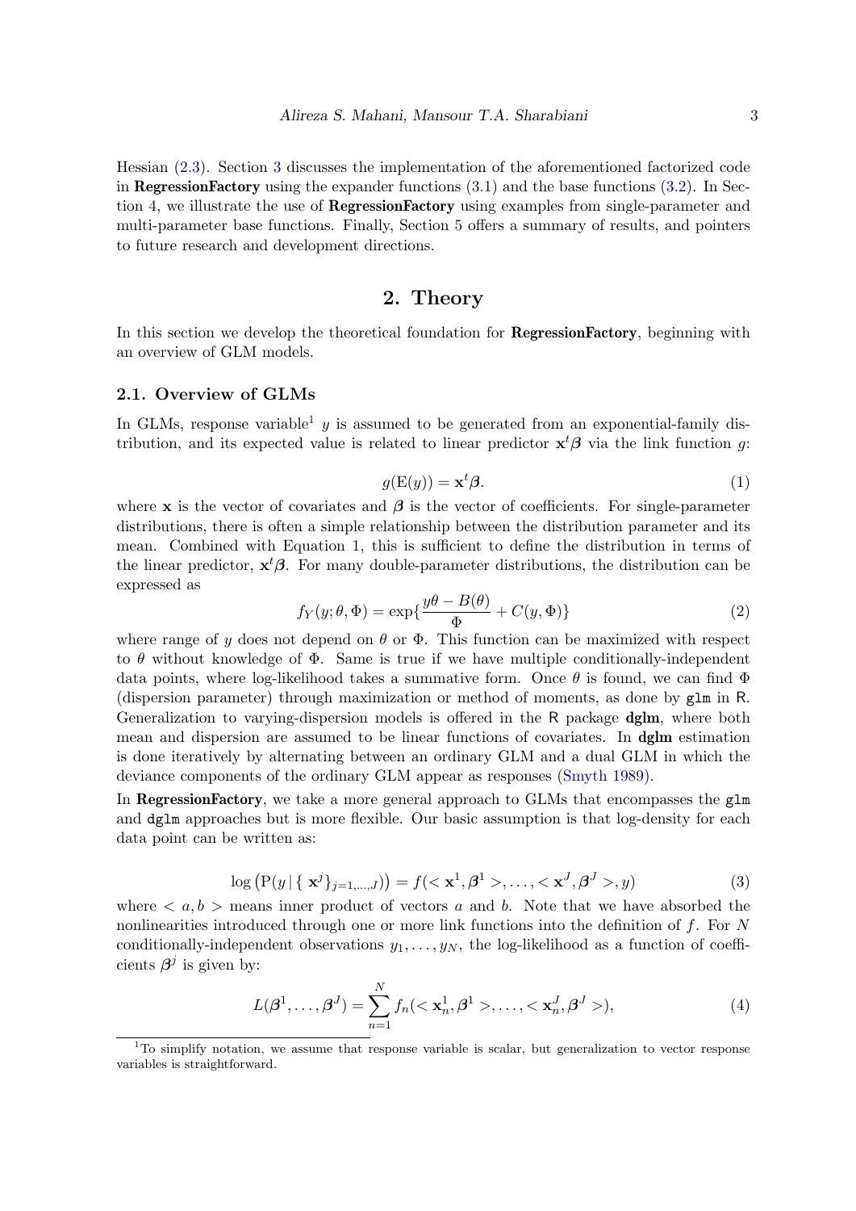Hessian (2.3). Section 3 discusses the implementation of the aforementioned factorized code in **RegressionFactory** using the expander functions (3.1) and the base functions (3.2). In Section 4, we illustrate the use of **RegressionFactory** using examples from single-parameter and multi-parameter base functions. Finally, Section 5 offers a summary of results, and pointers to future research and development directions.

# 2. Theory

In this section we develop the theoretical foundation for **RegressionFactory**, beginning with an overview of GLM models.

## 2.1. Overview of GLMs

In GLMs, response variable[1] $y$ is assumed to be generated from an exponential-family distribution, and its expected value is related to linear predictor $\mathbf{x}^t\boldsymbol{\beta}$ via the link function $g$:

$$g(\mathrm{E}(y)) = \mathbf{x}^t\boldsymbol{\beta}. \tag{1}$$

where $\mathbf{x}$ is the vector of covariates and $\boldsymbol{\beta}$ is the vector of coefficients. For single-parameter distributions, there is often a simple relationship between the distribution parameter and its mean. Combined with Equation 1, this is sufficient to define the distribution in terms of the linear predictor, $\mathbf{x}^t\boldsymbol{\beta}$. For many double-parameter distributions, the distribution can be expressed as

$$f_Y(y;\theta,\Phi) = \exp\{\frac{y\theta - B(\theta)}{\Phi} + C(y,\Phi)\} \tag{2}$$

where range of $y$ does not depend on $\theta$ or $\Phi$. This function can be maximized with respect to $\theta$ without knowledge of $\Phi$. Same is true if we have multiple conditionally-independent data points, where log-likelihood takes a summative form. Once $\theta$ is found, we can find $\Phi$ (dispersion parameter) through maximization or method of moments, as done by `glm` in R. Generalization to varying-dispersion models is offered in the R package **dglm**, where both mean and dispersion are assumed to be linear functions of covariates. In **dglm** estimation is done iteratively by alternating between an ordinary GLM and a dual GLM in which the deviance components of the ordinary GLM appear as responses (Smyth 1989).

In **RegressionFactory**, we take a more general approach to GLMs that encompasses the `glm` and `dglm` approaches but is more flexible. Our basic assumption is that log-density for each data point can be written as:

$$\log\left(\mathrm{P}(y\,|\,\{\,\mathbf{x}^j\}_{j=1,\ldots,J})\right) = f(<\mathbf{x}^1,\boldsymbol{\beta}^1>,\ldots,<\mathbf{x}^J,\boldsymbol{\beta}^J>,y) \tag{3}$$

where $<a,b>$ means inner product of vectors $a$ and $b$. Note that we have absorbed the nonlinearities introduced through one or more link functions into the definition of $f$. For $N$ conditionally-independent observations $y_1,\ldots,y_N$, the log-likelihood as a function of coefficients $\boldsymbol{\beta}^j$ is given by:

$$L(\boldsymbol{\beta}^1,\ldots,\boldsymbol{\beta}^J) = \sum_{n=1}^{N} f_n(<\mathbf{x}_n^1,\boldsymbol{\beta}^1>,\ldots,<\mathbf{x}_n^J,\boldsymbol{\beta}^J>), \tag{4}$$

[1] To simplify notation, we assume that response variable is scalar, but generalization to vector response variables is straightforward.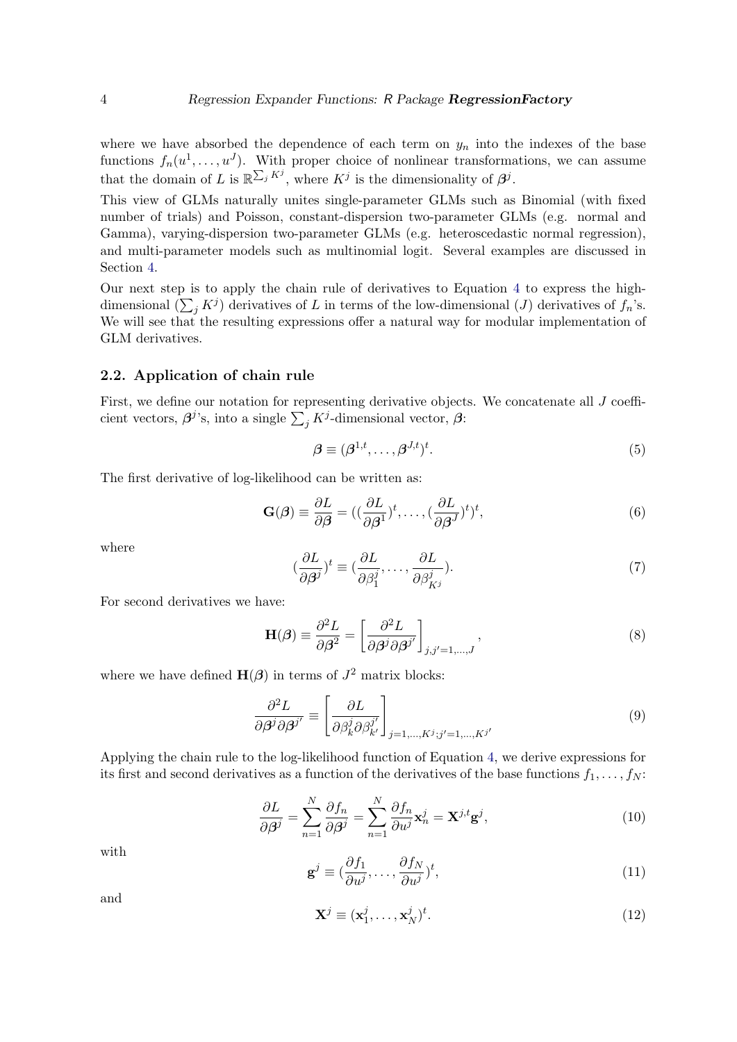where we have absorbed the dependence of each term on $y_n$ into the indexes of the base functions $f_n(u^1, \dots, u^J)$. With proper choice of nonlinear transformations, we can assume that the domain of $L$ is $\mathbb{R}^{\sum_j K^j}$, where $K^j$ is the dimensionality of $\boldsymbol{\beta}^j$.

This view of GLMs naturally unites single-parameter GLMs such as Binomial (with fixed number of trials) and Poisson, constant-dispersion two-parameter GLMs (e.g. normal and Gamma), varying-dispersion two-parameter GLMs (e.g. heteroscedastic normal regression), and multi-parameter models such as multinomial logit. Several examples are discussed in Section 4.

Our next step is to apply the chain rule of derivatives to Equation 4 to express the high-dimensional ($\sum_j K^j$) derivatives of $L$ in terms of the low-dimensional ($J$) derivatives of $f_n$'s. We will see that the resulting expressions offer a natural way for modular implementation of GLM derivatives.

### 2.2. Application of chain rule

First, we define our notation for representing derivative objects. We concatenate all $J$ coefficient vectors, $\boldsymbol{\beta}^j$'s, into a single $\sum_j K^j$-dimensional vector, $\boldsymbol{\beta}$:

$$\boldsymbol{\beta} \equiv (\boldsymbol{\beta}^{1,t}, \dots, \boldsymbol{\beta}^{J,t})^t. \tag{5}$$

The first derivative of log-likelihood can be written as:

$$\mathbf{G}(\boldsymbol{\beta}) \equiv \frac{\partial L}{\partial \boldsymbol{\beta}} = ((\frac{\partial L}{\partial \boldsymbol{\beta}^1})^t, \dots, (\frac{\partial L}{\partial \boldsymbol{\beta}^J})^t)^t, \tag{6}$$

where

$$(\frac{\partial L}{\partial \boldsymbol{\beta}^j})^t \equiv (\frac{\partial L}{\partial \beta_1^j}, \dots, \frac{\partial L}{\partial \beta_{K^j}^j}). \tag{7}$$

For second derivatives we have:

$$\mathbf{H}(\boldsymbol{\beta}) \equiv \frac{\partial^2 L}{\partial \boldsymbol{\beta}^2} = \left[ \frac{\partial^2 L}{\partial \boldsymbol{\beta}^j \partial \boldsymbol{\beta}^{j'}} \right]_{j,j'=1,\dots,J}, \tag{8}$$

where we have defined $\mathbf{H}(\boldsymbol{\beta})$ in terms of $J^2$ matrix blocks:

$$\frac{\partial^2 L}{\partial \boldsymbol{\beta}^j \partial \boldsymbol{\beta}^{j'}} \equiv \left[ \frac{\partial L}{\partial \beta_k^j \partial \beta_{k'}^{j'}} \right]_{j=1,\dots,K^j; j'=1,\dots,K^{j'}} \tag{9}$$

Applying the chain rule to the log-likelihood function of Equation 4, we derive expressions for its first and second derivatives as a function of the derivatives of the base functions $f_1, \dots, f_N$:

$$\frac{\partial L}{\partial \boldsymbol{\beta}^j} = \sum_{n=1}^{N} \frac{\partial f_n}{\partial \boldsymbol{\beta}^j} = \sum_{n=1}^{N} \frac{\partial f_n}{\partial u^j} \mathbf{x}_n^j = \mathbf{X}^{j,t} \mathbf{g}^j, \tag{10}$$

with

$$\mathbf{g}^j \equiv (\frac{\partial f_1}{\partial u^j}, \dots, \frac{\partial f_N}{\partial u^j})^t, \tag{11}$$

and

$$\mathbf{X}^j \equiv (\mathbf{x}_1^j, \dots, \mathbf{x}_N^j)^t. \tag{12}$$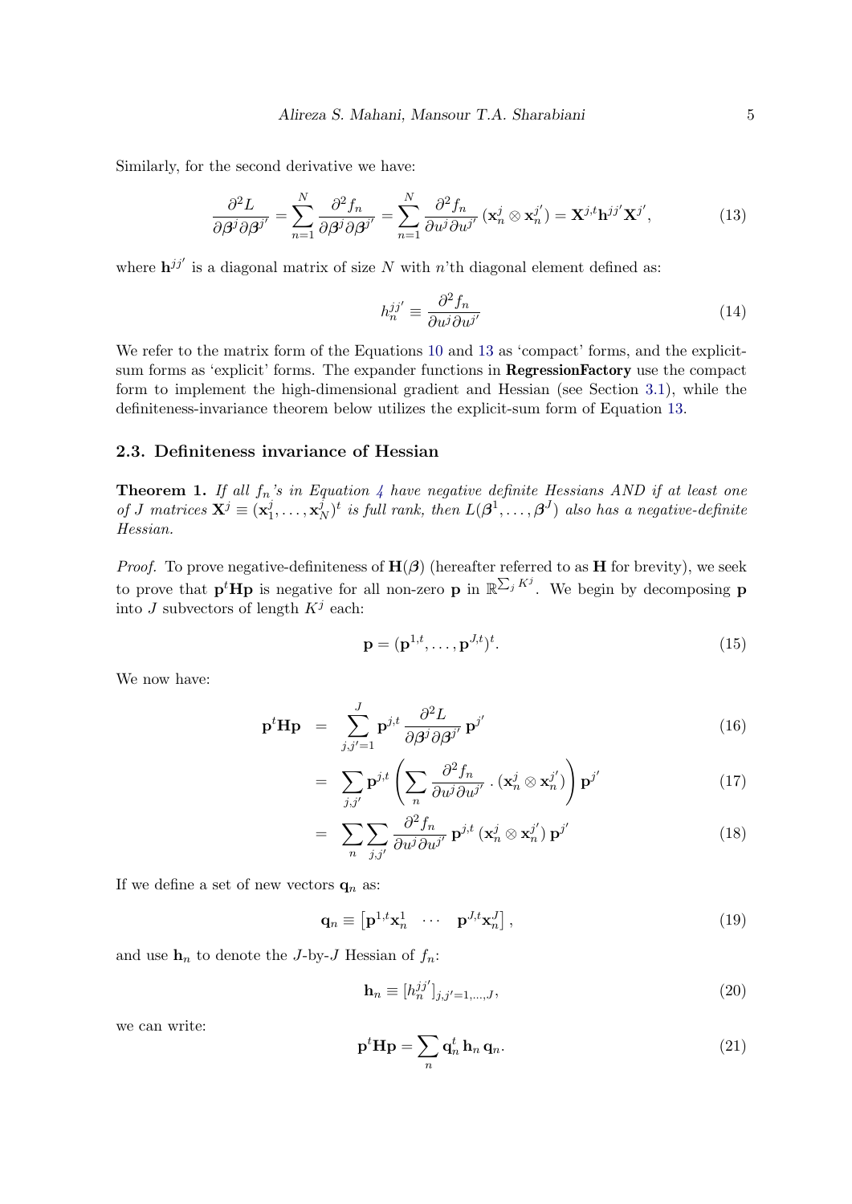Similarly, for the second derivative we have:

$$\frac{\partial^2 L}{\partial \boldsymbol{\beta}^j \partial \boldsymbol{\beta}^{j'}} = \sum_{n=1}^{N} \frac{\partial^2 f_n}{\partial \boldsymbol{\beta}^j \partial \boldsymbol{\beta}^{j'}} = \sum_{n=1}^{N} \frac{\partial^2 f_n}{\partial u^j \partial u^{j'}} \left(\mathbf{x}_n^j \otimes \mathbf{x}_n^{j'}\right) = \mathbf{X}^{j,t} \mathbf{h}^{jj'} \mathbf{X}^{j'}, \tag{13}$$

where $\mathbf{h}^{jj'}$ is a diagonal matrix of size $N$ with $n$'th diagonal element defined as:

$$h_n^{jj'} \equiv \frac{\partial^2 f_n}{\partial u^j \partial u^{j'}} \tag{14}$$

We refer to the matrix form of the Equations 10 and 13 as 'compact' forms, and the explicit-sum forms as 'explicit' forms. The expander functions in **RegressionFactory** use the compact form to implement the high-dimensional gradient and Hessian (see Section 3.1), while the definiteness-invariance theorem below utilizes the explicit-sum form of Equation 13.

## 2.3. Definiteness invariance of Hessian

**Theorem 1.** *If all $f_n$'s in Equation 4 have negative definite Hessians AND if at least one of $J$ matrices $\mathbf{X}^j \equiv (\mathbf{x}_1^j, \ldots, \mathbf{x}_N^j)^t$ is full rank, then $L(\boldsymbol{\beta}^1, \ldots, \boldsymbol{\beta}^J)$ also has a negative-definite Hessian.*

*Proof.* To prove negative-definiteness of $\mathbf{H}(\boldsymbol{\beta})$ (hereafter referred to as $\mathbf{H}$ for brevity), we seek to prove that $\mathbf{p}^t \mathbf{H} \mathbf{p}$ is negative for all non-zero $\mathbf{p}$ in $\mathbb{R}^{\sum_j K^j}$. We begin by decomposing $\mathbf{p}$ into $J$ subvectors of length $K^j$ each:

$$\mathbf{p} = (\mathbf{p}^{1,t}, \ldots, \mathbf{p}^{J,t})^t. \tag{15}$$

We now have:

$$\mathbf{p}^t \mathbf{H} \mathbf{p} = \sum_{j,j'=1}^{J} \mathbf{p}^{j,t} \frac{\partial^2 L}{\partial \boldsymbol{\beta}^j \partial \boldsymbol{\beta}^{j'}} \mathbf{p}^{j'} \tag{16}$$

$$= \sum_{j,j'} \mathbf{p}^{j,t} \left( \sum_n \frac{\partial^2 f_n}{\partial u^j \partial u^{j'}} \cdot (\mathbf{x}_n^j \otimes \mathbf{x}_n^{j'}) \right) \mathbf{p}^{j'} \tag{17}$$

$$= \sum_n \sum_{j,j'} \frac{\partial^2 f_n}{\partial u^j \partial u^{j'}} \, \mathbf{p}^{j,t} \, (\mathbf{x}_n^j \otimes \mathbf{x}_n^{j'}) \, \mathbf{p}^{j'} \tag{18}$$

If we define a set of new vectors $\mathbf{q}_n$ as:

$$\mathbf{q}_n \equiv \begin{bmatrix} \mathbf{p}^{1,t} \mathbf{x}_n^1 & \cdots & \mathbf{p}^{J,t} \mathbf{x}_n^J \end{bmatrix}, \tag{19}$$

and use $\mathbf{h}_n$ to denote the $J$-by-$J$ Hessian of $f_n$:

$$\mathbf{h}_n \equiv [h_n^{jj'}]_{j,j'=1,\ldots,J}, \tag{20}$$

we can write:

$$\mathbf{p}^t \mathbf{H} \mathbf{p} = \sum_n \mathbf{q}_n^t \, \mathbf{h}_n \, \mathbf{q}_n. \tag{21}$$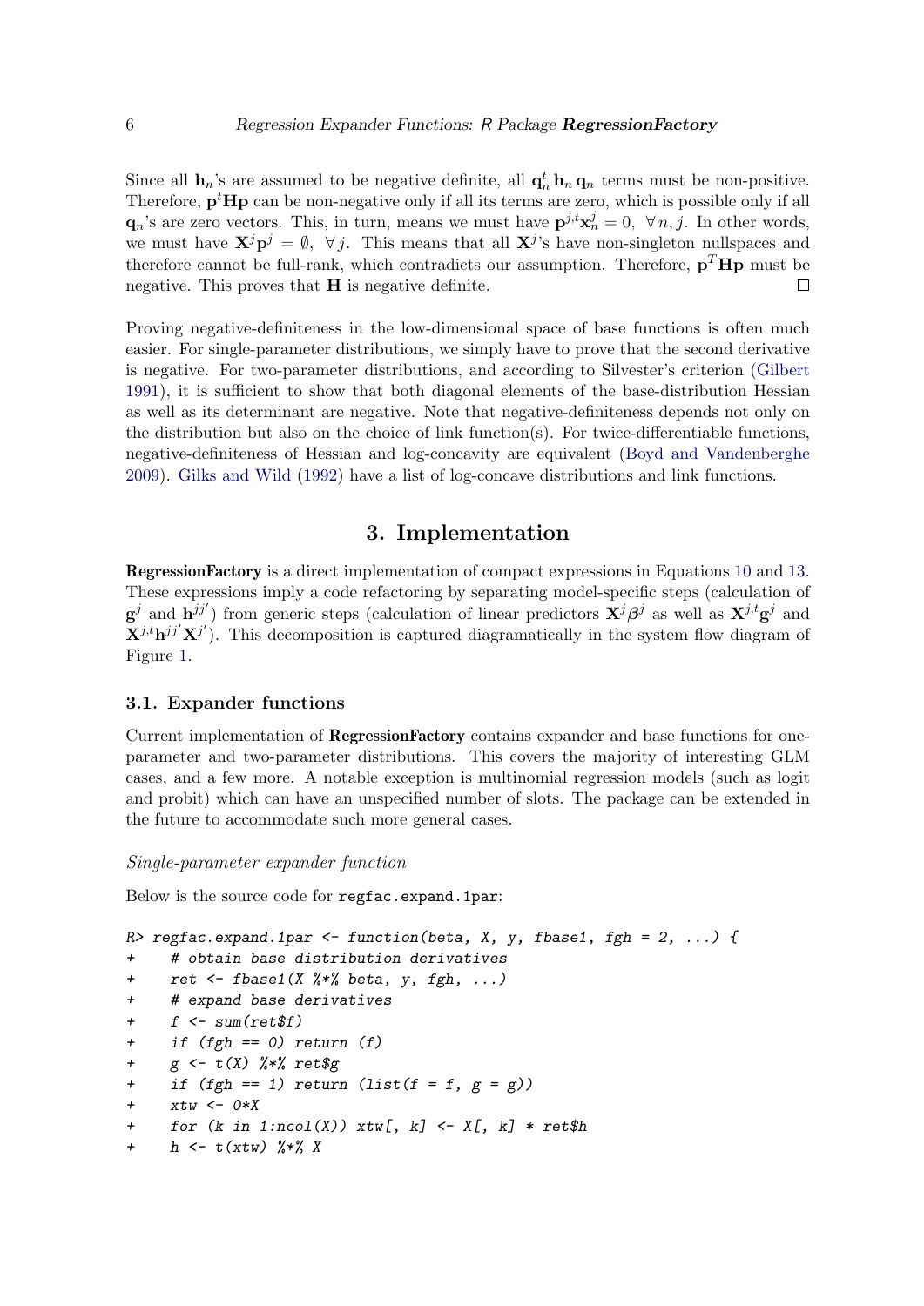Since all $\mathbf{h}_n$'s are assumed to be negative definite, all $\mathbf{q}_n^t \, \mathbf{h}_n \, \mathbf{q}_n$ terms must be non-positive. Therefore, $\mathbf{p}^t \mathbf{H} \mathbf{p}$ can be non-negative only if all its terms are zero, which is possible only if all $\mathbf{q}_n$'s are zero vectors. This, in turn, means we must have $\mathbf{p}^{j,t} \mathbf{x}_n^j = 0, \; \forall \, n, j$. In other words, we must have $\mathbf{X}^j \mathbf{p}^j = \emptyset, \; \forall \, j$. This means that all $\mathbf{X}^j$'s have non-singleton nullspaces and therefore cannot be full-rank, which contradicts our assumption. Therefore, $\mathbf{p}^T \mathbf{H} \mathbf{p}$ must be negative. This proves that $\mathbf{H}$ is negative definite. □

Proving negative-definiteness in the low-dimensional space of base functions is often much easier. For single-parameter distributions, we simply have to prove that the second derivative is negative. For two-parameter distributions, and according to Silvester's criterion (Gilbert 1991), it is sufficient to show that both diagonal elements of the base-distribution Hessian as well as its determinant are negative. Note that negative-definiteness depends not only on the distribution but also on the choice of link function(s). For twice-differentiable functions, negative-definiteness of Hessian and log-concavity are equivalent (Boyd and Vandenberghe 2009). Gilks and Wild (1992) have a list of log-concave distributions and link functions.

## 3. Implementation

**RegressionFactory** is a direct implementation of compact expressions in Equations 10 and 13. These expressions imply a code refactoring by separating model-specific steps (calculation of $\mathbf{g}^j$ and $\mathbf{h}^{jj'}$) from generic steps (calculation of linear predictors $\mathbf{X}^j \boldsymbol{\beta}^j$ as well as $\mathbf{X}^{j,t} \mathbf{g}^j$ and $\mathbf{X}^{j,t} \mathbf{h}^{jj'} \mathbf{X}^{j'}$). This decomposition is captured diagramatically in the system flow diagram of Figure 1.

### 3.1. Expander functions

Current implementation of **RegressionFactory** contains expander and base functions for one-parameter and two-parameter distributions. This covers the majority of interesting GLM cases, and a few more. A notable exception is multinomial regression models (such as logit and probit) which can have an unspecified number of slots. The package can be extended in the future to accommodate such more general cases.

*Single-parameter expander function*

Below is the source code for `regfac.expand.1par`:

```
R> regfac.expand.1par <- function(beta, X, y, fbase1, fgh = 2, ...) {
+    # obtain base distribution derivatives
+    ret <- fbase1(X %*% beta, y, fgh, ...)
+    # expand base derivatives
+    f <- sum(ret$f)
+    if (fgh == 0) return (f)
+    g <- t(X) %*% ret$g
+    if (fgh == 1) return (list(f = f, g = g))
+    xtw <- 0*X
+    for (k in 1:ncol(X)) xtw[, k] <- X[, k] * ret$h
+    h <- t(xtw) %*% X
```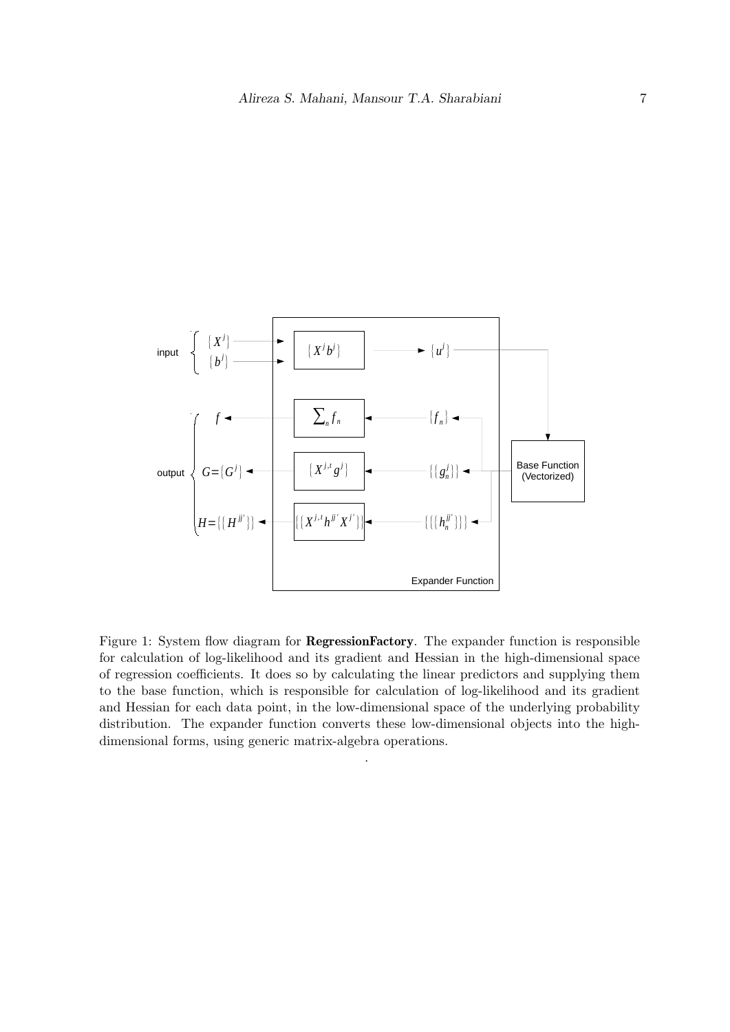Figure 1: System flow diagram for **RegressionFactory**. The expander function is responsible for calculation of log-likelihood and its gradient and Hessian in the high-dimensional space of regression coefficients. It does so by calculating the linear predictors and supplying them to the base function, which is responsible for calculation of log-likelihood and its gradient and Hessian for each data point, in the low-dimensional space of the underlying probability distribution. The expander function converts these low-dimensional objects into the high-dimensional forms, using generic matrix-algebra operations.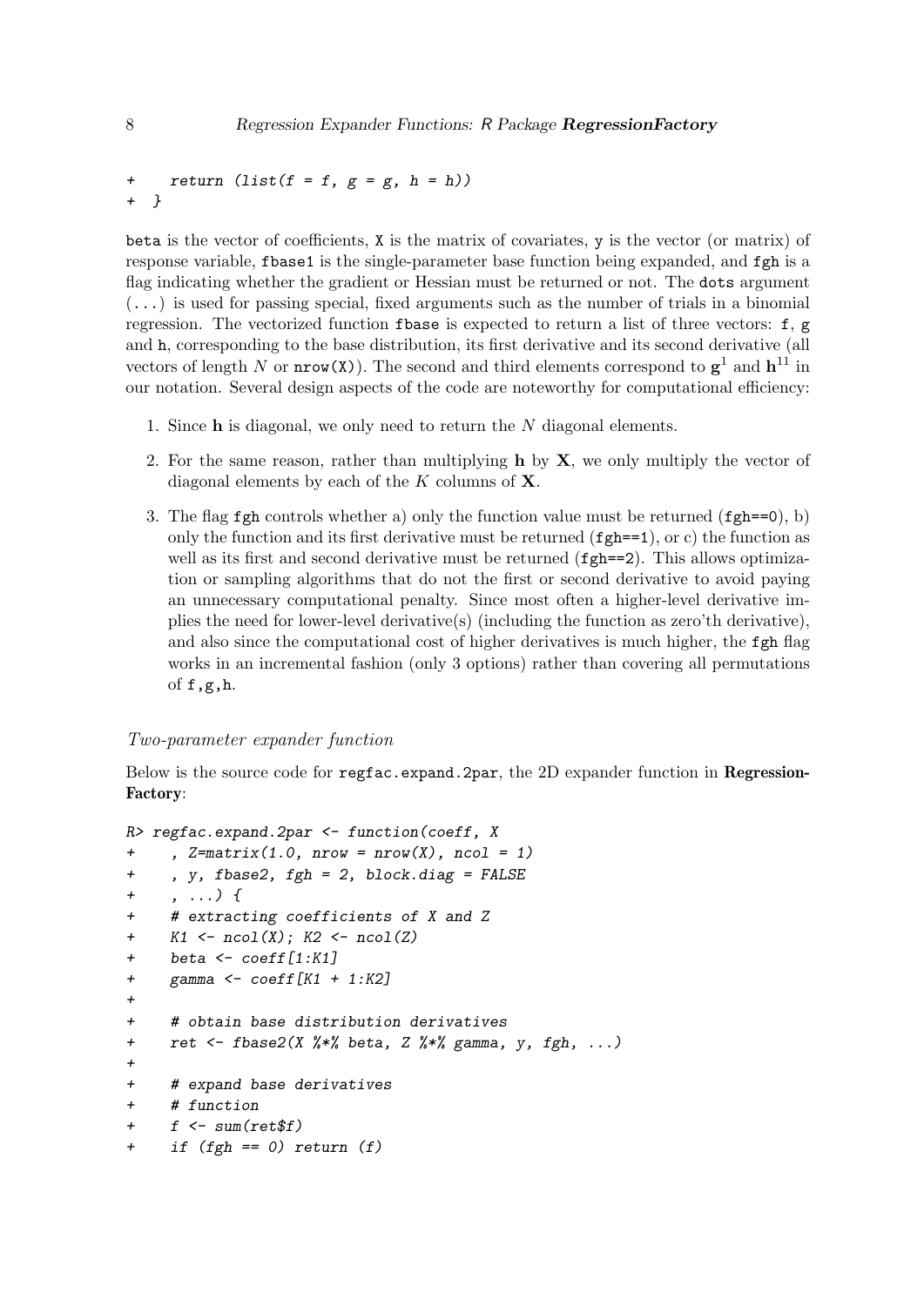```
+    return (list(f = f, g = g, h = h))
+  }
```

beta is the vector of coefficients, X is the matrix of covariates, y is the vector (or matrix) of response variable, fbase1 is the single-parameter base function being expanded, and fgh is a flag indicating whether the gradient or Hessian must be returned or not. The dots argument (...) is used for passing special, fixed arguments such as the number of trials in a binomial regression. The vectorized function fbase is expected to return a list of three vectors: f, g and h, corresponding to the base distribution, its first derivative and its second derivative (all vectors of length $N$ or nrow(X)). The second and third elements correspond to $\mathbf{g}^1$ and $\mathbf{h}^{11}$ in our notation. Several design aspects of the code are noteworthy for computational efficiency:

1. Since $\mathbf{h}$ is diagonal, we only need to return the $N$ diagonal elements.
2. For the same reason, rather than multiplying $\mathbf{h}$ by $\mathbf{X}$, we only multiply the vector of diagonal elements by each of the $K$ columns of $\mathbf{X}$.
3. The flag fgh controls whether a) only the function value must be returned (fgh==0), b) only the function and its first derivative must be returned (fgh==1), or c) the function as well as its first and second derivative must be returned (fgh==2). This allows optimization or sampling algorithms that do not the first or second derivative to avoid paying an unnecessary computational penalty. Since most often a higher-level derivative implies the need for lower-level derivative(s) (including the function as zero'th derivative), and also since the computational cost of higher derivatives is much higher, the fgh flag works in an incremental fashion (only 3 options) rather than covering all permutations of f,g,h.

*Two-parameter expander function*

Below is the source code for regfac.expand.2par, the 2D expander function in **RegressionFactory**:

```
R> regfac.expand.2par <- function(coeff, X
+    , Z=matrix(1.0, nrow = nrow(X), ncol = 1)
+    , y, fbase2, fgh = 2, block.diag = FALSE
+    , ...) {
+    # extracting coefficients of X and Z
+    K1 <- ncol(X); K2 <- ncol(Z)
+    beta <- coeff[1:K1]
+    gamma <- coeff[K1 + 1:K2]
+
+    # obtain base distribution derivatives
+    ret <- fbase2(X %*% beta, Z %*% gamma, y, fgh, ...)
+
+    # expand base derivatives
+    # function
+    f <- sum(ret$f)
+    if (fgh == 0) return (f)
```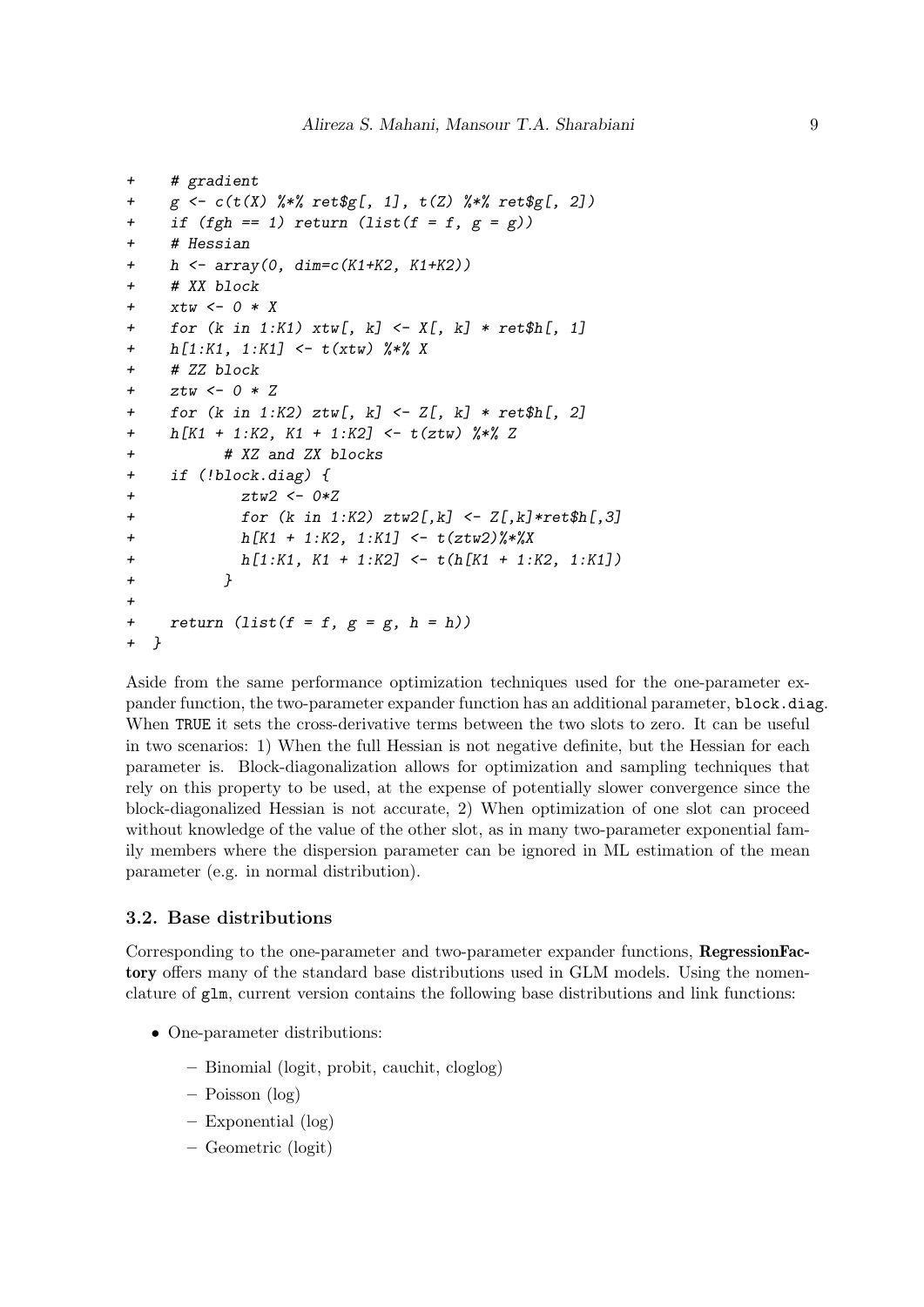```
+    # gradient
+    g <- c(t(X) %*% ret$g[, 1], t(Z) %*% ret$g[, 2])
+    if (fgh == 1) return (list(f = f, g = g))
+    # Hessian
+    h <- array(0, dim=c(K1+K2, K1+K2))
+    # XX block
+    xtw <- 0 * X
+    for (k in 1:K1) xtw[, k] <- X[, k] * ret$h[, 1]
+    h[1:K1, 1:K1] <- t(xtw) %*% X
+    # ZZ block
+    ztw <- 0 * Z
+    for (k in 1:K2) ztw[, k] <- Z[, k] * ret$h[, 2]
+    h[K1 + 1:K2, K1 + 1:K2] <- t(ztw) %*% Z
+          # XZ and ZX blocks
+    if (!block.diag) {
+            ztw2 <- 0*Z
+            for (k in 1:K2) ztw2[,k] <- Z[,k]*ret$h[,3]
+            h[K1 + 1:K2, 1:K1] <- t(ztw2)%*%X
+            h[1:K1, K1 + 1:K2] <- t(h[K1 + 1:K2, 1:K1])
+          }
+
+    return (list(f = f, g = g, h = h))
+  }
```

Aside from the same performance optimization techniques used for the one-parameter expander function, the two-parameter expander function has an additional parameter, `block.diag`. When `TRUE` it sets the cross-derivative terms between the two slots to zero. It can be useful in two scenarios: 1) When the full Hessian is not negative definite, but the Hessian for each parameter is. Block-diagonalization allows for optimization and sampling techniques that rely on this property to be used, at the expense of potentially slower convergence since the block-diagonalized Hessian is not accurate, 2) When optimization of one slot can proceed without knowledge of the value of the other slot, as in many two-parameter exponential family members where the dispersion parameter can be ignored in ML estimation of the mean parameter (e.g. in normal distribution).

### 3.2. Base distributions

Corresponding to the one-parameter and two-parameter expander functions, **RegressionFactory** offers many of the standard base distributions used in GLM models. Using the nomenclature of `glm`, current version contains the following base distributions and link functions:

- One-parameter distributions:
  - Binomial (logit, probit, cauchit, cloglog)
  - Poisson (log)
  - Exponential (log)
  - Geometric (logit)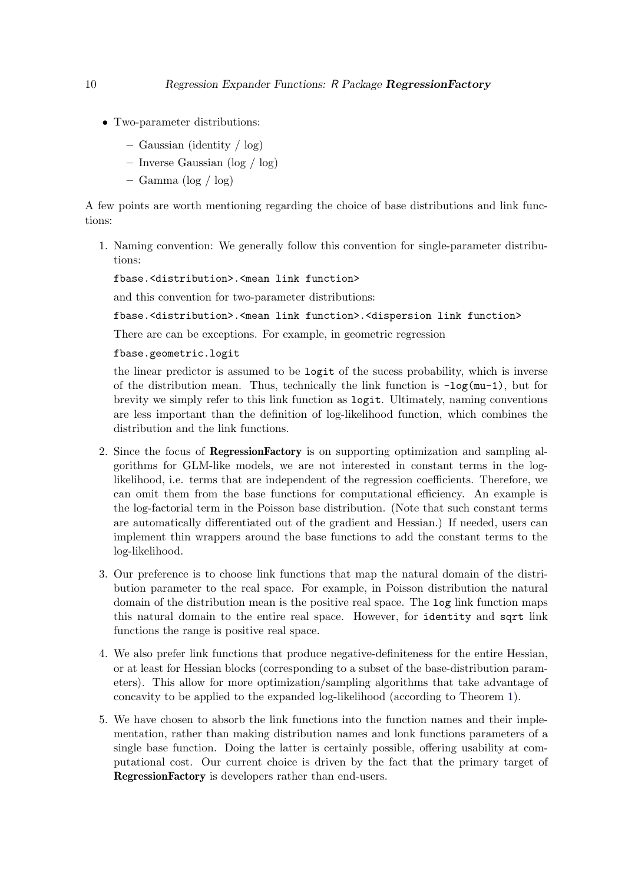- Two-parameter distributions:
  - Gaussian (identity / log)
  - Inverse Gaussian (log / log)
  - Gamma (log / log)

A few points are worth mentioning regarding the choice of base distributions and link functions:

1. Naming convention: We generally follow this convention for single-parameter distributions:

   `fbase.<distribution>.<mean link function>`

   and this convention for two-parameter distributions:

   `fbase.<distribution>.<mean link function>.<dispersion link function>`

   There are can be exceptions. For example, in geometric regression

   `fbase.geometric.logit`

   the linear predictor is assumed to be `logit` of the sucess probability, which is inverse of the distribution mean. Thus, technically the link function is `-log(mu-1)`, but for brevity we simply refer to this link function as `logit`. Ultimately, naming conventions are less important than the definition of log-likelihood function, which combines the distribution and the link functions.

2. Since the focus of **RegressionFactory** is on supporting optimization and sampling algorithms for GLM-like models, we are not interested in constant terms in the log-likelihood, i.e. terms that are independent of the regression coefficients. Therefore, we can omit them from the base functions for computational efficiency. An example is the log-factorial term in the Poisson base distribution. (Note that such constant terms are automatically differentiated out of the gradient and Hessian.) If needed, users can implement thin wrappers around the base functions to add the constant terms to the log-likelihood.

3. Our preference is to choose link functions that map the natural domain of the distribution parameter to the real space. For example, in Poisson distribution the natural domain of the distribution mean is the positive real space. The `log` link function maps this natural domain to the entire real space. However, for `identity` and `sqrt` link functions the range is positive real space.

4. We also prefer link functions that produce negative-definiteness for the entire Hessian, or at least for Hessian blocks (corresponding to a subset of the base-distribution parameters). This allow for more optimization/sampling algorithms that take advantage of concavity to be applied to the expanded log-likelihood (according to Theorem 1).

5. We have chosen to absorb the link functions into the function names and their implementation, rather than making distribution names and lonk functions parameters of a single base function. Doing the latter is certainly possible, offering usability at computational cost. Our current choice is driven by the fact that the primary target of **RegressionFactory** is developers rather than end-users.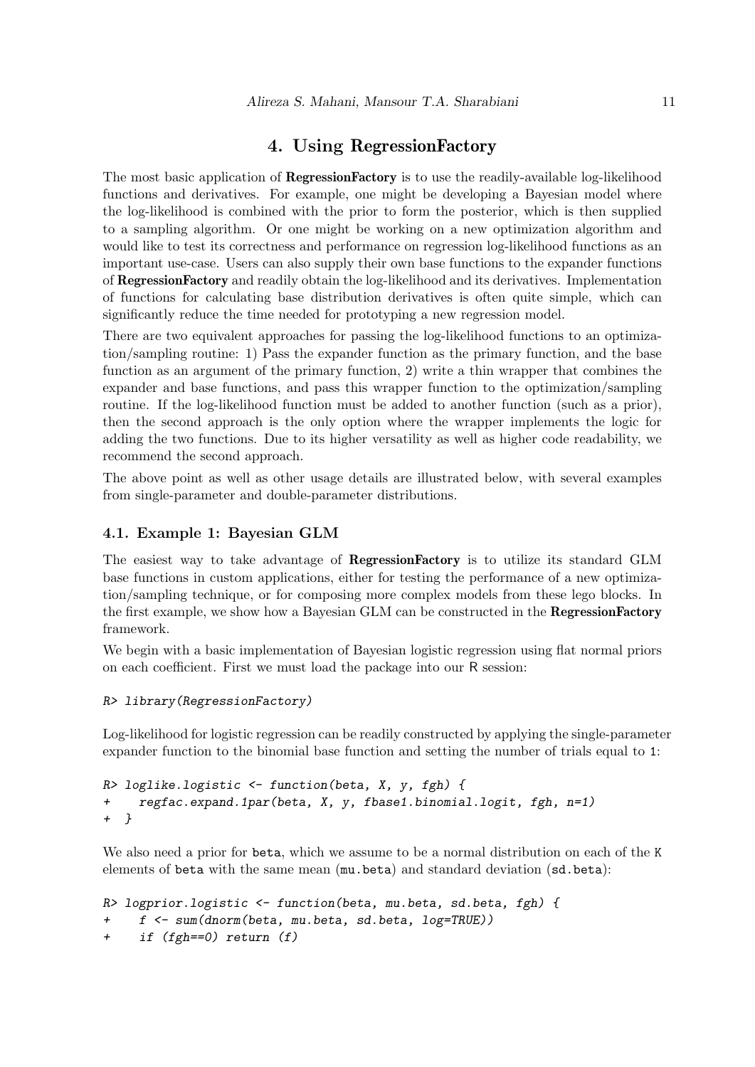# 4. Using RegressionFactory

The most basic application of **RegressionFactory** is to use the readily-available log-likelihood functions and derivatives. For example, one might be developing a Bayesian model where the log-likelihood is combined with the prior to form the posterior, which is then supplied to a sampling algorithm. Or one might be working on a new optimization algorithm and would like to test its correctness and performance on regression log-likelihood functions as an important use-case. Users can also supply their own base functions to the expander functions of **RegressionFactory** and readily obtain the log-likelihood and its derivatives. Implementation of functions for calculating base distribution derivatives is often quite simple, which can significantly reduce the time needed for prototyping a new regression model.

There are two equivalent approaches for passing the log-likelihood functions to an optimization/sampling routine: 1) Pass the expander function as the primary function, and the base function as an argument of the primary function, 2) write a thin wrapper that combines the expander and base functions, and pass this wrapper function to the optimization/sampling routine. If the log-likelihood function must be added to another function (such as a prior), then the second approach is the only option where the wrapper implements the logic for adding the two functions. Due to its higher versatility as well as higher code readability, we recommend the second approach.

The above point as well as other usage details are illustrated below, with several examples from single-parameter and double-parameter distributions.

## 4.1. Example 1: Bayesian GLM

The easiest way to take advantage of **RegressionFactory** is to utilize its standard GLM base functions in custom applications, either for testing the performance of a new optimization/sampling technique, or for composing more complex models from these lego blocks. In the first example, we show how a Bayesian GLM can be constructed in the **RegressionFactory** framework.

We begin with a basic implementation of Bayesian logistic regression using flat normal priors on each coefficient. First we must load the package into our R session:

```
R> library(RegressionFactory)
```

Log-likelihood for logistic regression can be readily constructed by applying the single-parameter expander function to the binomial base function and setting the number of trials equal to `1`:

```
R> loglike.logistic <- function(beta, X, y, fgh) {
+    regfac.expand.1par(beta, X, y, fbase1.binomial.logit, fgh, n=1)
+  }
```

We also need a prior for `beta`, which we assume to be a normal distribution on each of the `K` elements of `beta` with the same mean (`mu.beta`) and standard deviation (`sd.beta`):

```
R> logprior.logistic <- function(beta, mu.beta, sd.beta, fgh) {
+    f <- sum(dnorm(beta, mu.beta, sd.beta, log=TRUE))
+    if (fgh==0) return (f)
```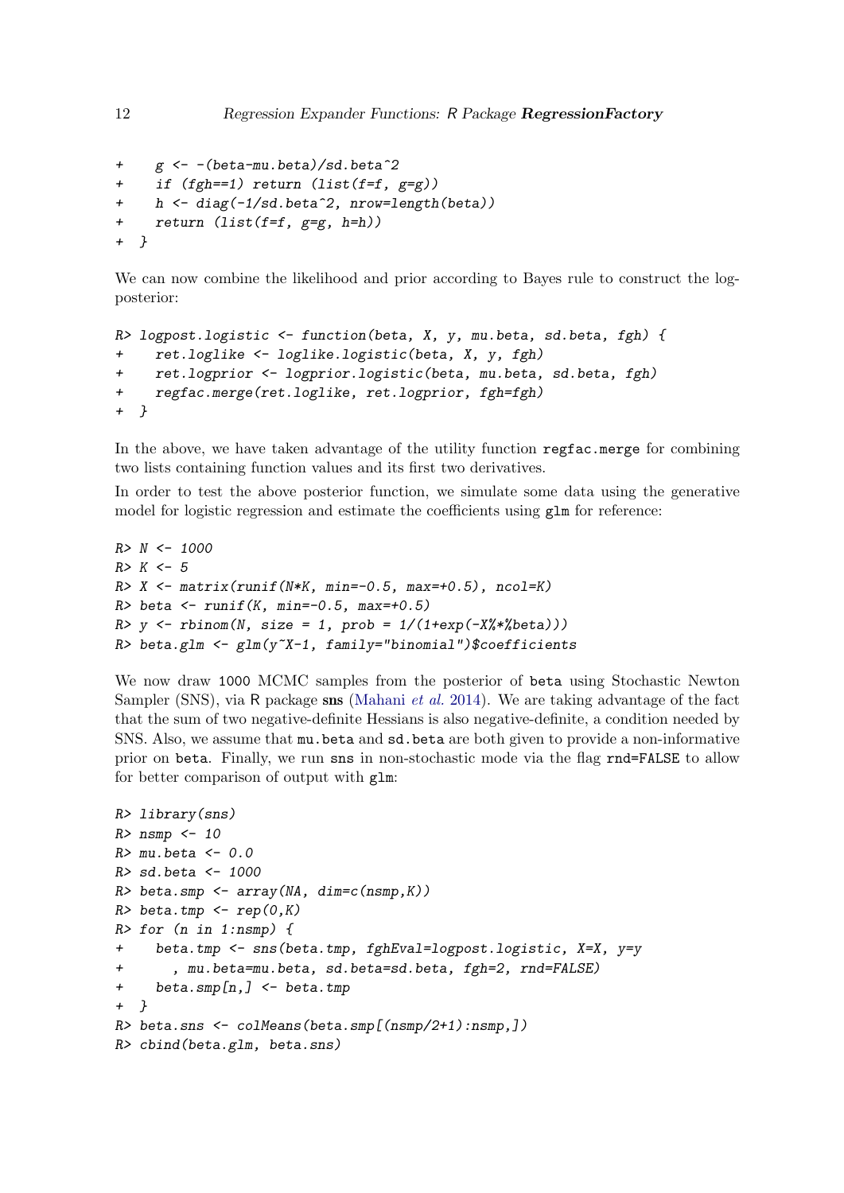```
+    g <- -(beta-mu.beta)/sd.beta^2
+    if (fgh==1) return (list(f=f, g=g))
+    h <- diag(-1/sd.beta^2, nrow=length(beta))
+    return (list(f=f, g=g, h=h))
+  }
```

We can now combine the likelihood and prior according to Bayes rule to construct the log-posterior:

```
R> logpost.logistic <- function(beta, X, y, mu.beta, sd.beta, fgh) {
+    ret.loglike <- loglike.logistic(beta, X, y, fgh)
+    ret.logprior <- logprior.logistic(beta, mu.beta, sd.beta, fgh)
+    regfac.merge(ret.loglike, ret.logprior, fgh=fgh)
+  }
```

In the above, we have taken advantage of the utility function `regfac.merge` for combining two lists containing function values and its first two derivatives.

In order to test the above posterior function, we simulate some data using the generative model for logistic regression and estimate the coefficients using `glm` for reference:

```
R> N <- 1000
R> K <- 5
R> X <- matrix(runif(N*K, min=-0.5, max=+0.5), ncol=K)
R> beta <- runif(K, min=-0.5, max=+0.5)
R> y <- rbinom(N, size = 1, prob = 1/(1+exp(-X%*%beta)))
R> beta.glm <- glm(y~X-1, family="binomial")$coefficients
```

We now draw 1000 MCMC samples from the posterior of `beta` using Stochastic Newton Sampler (SNS), via R package **sns** (Mahani *et al.* 2014). We are taking advantage of the fact that the sum of two negative-definite Hessians is also negative-definite, a condition needed by SNS. Also, we assume that `mu.beta` and `sd.beta` are both given to provide a non-informative prior on `beta`. Finally, we run `sns` in non-stochastic mode via the flag `rnd=FALSE` to allow for better comparison of output with `glm`:

```
R> library(sns)
R> nsmp <- 10
R> mu.beta <- 0.0
R> sd.beta <- 1000
R> beta.smp <- array(NA, dim=c(nsmp,K))
R> beta.tmp <- rep(0,K)
R> for (n in 1:nsmp) {
+    beta.tmp <- sns(beta.tmp, fghEval=logpost.logistic, X=X, y=y
+      , mu.beta=mu.beta, sd.beta=sd.beta, fgh=2, rnd=FALSE)
+    beta.smp[n,] <- beta.tmp
+  }
R> beta.sns <- colMeans(beta.smp[(nsmp/2+1):nsmp,])
R> cbind(beta.glm, beta.sns)
```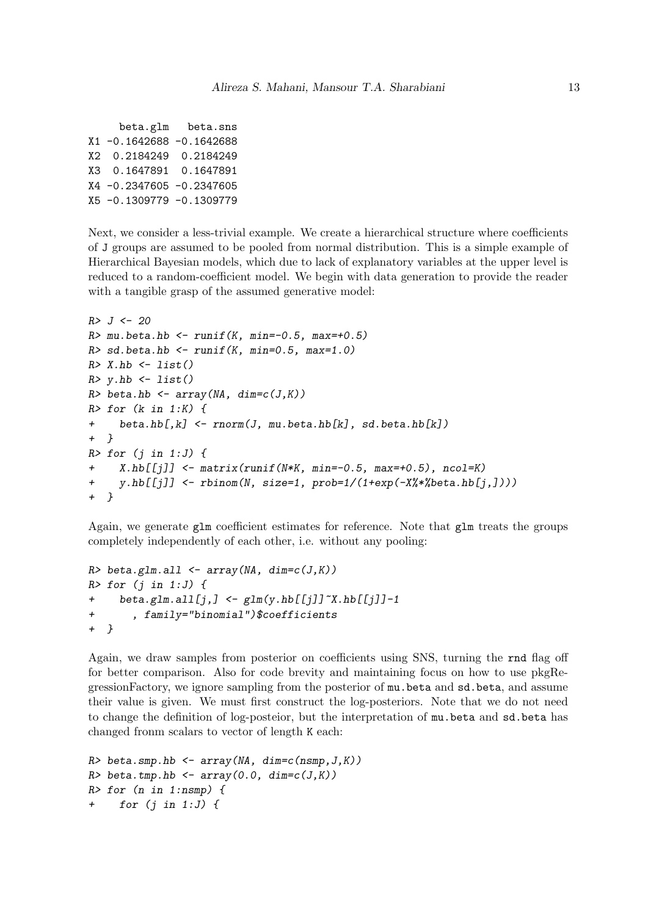```
     beta.glm   beta.sns
X1 -0.1642688 -0.1642688
X2  0.2184249  0.2184249
X3  0.1647891  0.1647891
X4 -0.2347605 -0.2347605
X5 -0.1309779 -0.1309779
```

Next, we consider a less-trivial example. We create a hierarchical structure where coefficients of J groups are assumed to be pooled from normal distribution. This is a simple example of Hierarchical Bayesian models, which due to lack of explanatory variables at the upper level is reduced to a random-coefficient model. We begin with data generation to provide the reader with a tangible grasp of the assumed generative model:

```
R> J <- 20
R> mu.beta.hb <- runif(K, min=-0.5, max=+0.5)
R> sd.beta.hb <- runif(K, min=0.5, max=1.0)
R> X.hb <- list()
R> y.hb <- list()
R> beta.hb <- array(NA, dim=c(J,K))
R> for (k in 1:K) {
+    beta.hb[,k] <- rnorm(J, mu.beta.hb[k], sd.beta.hb[k])
+  }
R> for (j in 1:J) {
+    X.hb[[j]] <- matrix(runif(N*K, min=-0.5, max=+0.5), ncol=K)
+    y.hb[[j]] <- rbinom(N, size=1, prob=1/(1+exp(-X%*%beta.hb[j,])))
+  }
```

Again, we generate glm coefficient estimates for reference. Note that glm treats the groups completely independently of each other, i.e. without any pooling:

```
R> beta.glm.all <- array(NA, dim=c(J,K))
R> for (j in 1:J) {
+    beta.glm.all[j,] <- glm(y.hb[[j]]~X.hb[[j]]-1
+      , family="binomial")$coefficients
+  }
```

Again, we draw samples from posterior on coefficients using SNS, turning the rnd flag off for better comparison. Also for code brevity and maintaining focus on how to use pkgRegressionFactory, we ignore sampling from the posterior of mu.beta and sd.beta, and assume their value is given. We must first construct the log-posteriors. Note that we do not need to change the definition of log-posteior, but the interpretation of mu.beta and sd.beta has changed fronm scalars to vector of length K each:

```
R> beta.smp.hb <- array(NA, dim=c(nsmp,J,K))
R> beta.tmp.hb <- array(0.0, dim=c(J,K))
R> for (n in 1:nsmp) {
+    for (j in 1:J) {
```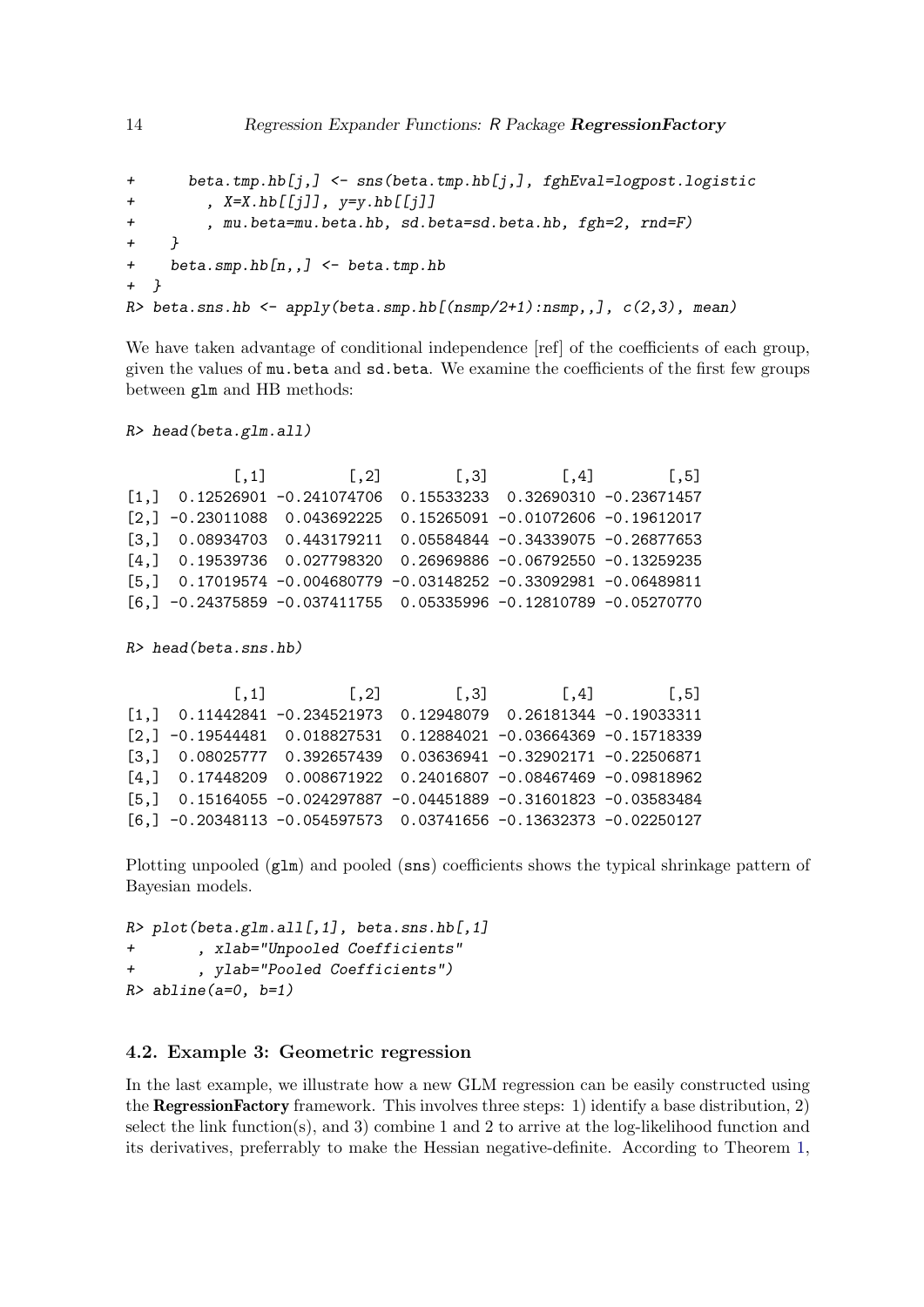```
+      beta.tmp.hb[j,] <- sns(beta.tmp.hb[j,], fghEval=logpost.logistic
+        , X=X.hb[[j]], y=y.hb[[j]]
+        , mu.beta=mu.beta.hb, sd.beta=sd.beta.hb, fgh=2, rnd=F)
+    }
+    beta.smp.hb[n,,] <- beta.tmp.hb
+  }
R> beta.sns.hb <- apply(beta.smp.hb[(nsmp/2+1):nsmp,,], c(2,3), mean)
```

We have taken advantage of conditional independence [ref] of the coefficients of each group, given the values of `mu.beta` and `sd.beta`. We examine the coefficients of the first few groups between `glm` and HB methods:

```
R> head(beta.glm.all)

            [,1]         [,2]        [,3]        [,4]        [,5]
[1,]  0.12526901 -0.241074706  0.15533233  0.32690310 -0.23671457
[2,] -0.23011088  0.043692225  0.15265091 -0.01072606 -0.19612017
[3,]  0.08934703  0.443179211  0.05584844 -0.34339075 -0.26877653
[4,]  0.19539736  0.027798320  0.26969886 -0.06792550 -0.13259235
[5,]  0.17019574 -0.004680779 -0.03148252 -0.33092981 -0.06489811
[6,] -0.24375859 -0.037411755  0.05335996 -0.12810789 -0.05270770
```

```
R> head(beta.sns.hb)

            [,1]         [,2]        [,3]        [,4]        [,5]
[1,]  0.11442841 -0.234521973  0.12948079  0.26181344 -0.19033311
[2,] -0.19544481  0.018827531  0.12884021 -0.03664369 -0.15718339
[3,]  0.08025777  0.392657439  0.03636941 -0.32902171 -0.22506871
[4,]  0.17448209  0.008671922  0.24016807 -0.08467469 -0.09818962
[5,]  0.15164055 -0.024297887 -0.04451889 -0.31601823 -0.03583484
[6,] -0.20348113 -0.054597573  0.03741656 -0.13632373 -0.02250127
```

Plotting unpooled (`glm`) and pooled (`sns`) coefficients shows the typical shrinkage pattern of Bayesian models.

```
R> plot(beta.glm.all[,1], beta.sns.hb[,1]
+       , xlab="Unpooled Coefficients"
+       , ylab="Pooled Coefficients")
R> abline(a=0, b=1)
```

### 4.2. Example 3: Geometric regression

In the last example, we illustrate how a new GLM regression can be easily constructed using the **RegressionFactory** framework. This involves three steps: 1) identify a base distribution, 2) select the link function(s), and 3) combine 1 and 2 to arrive at the log-likelihood function and its derivatives, preferrably to make the Hessian negative-definite. According to Theorem 1,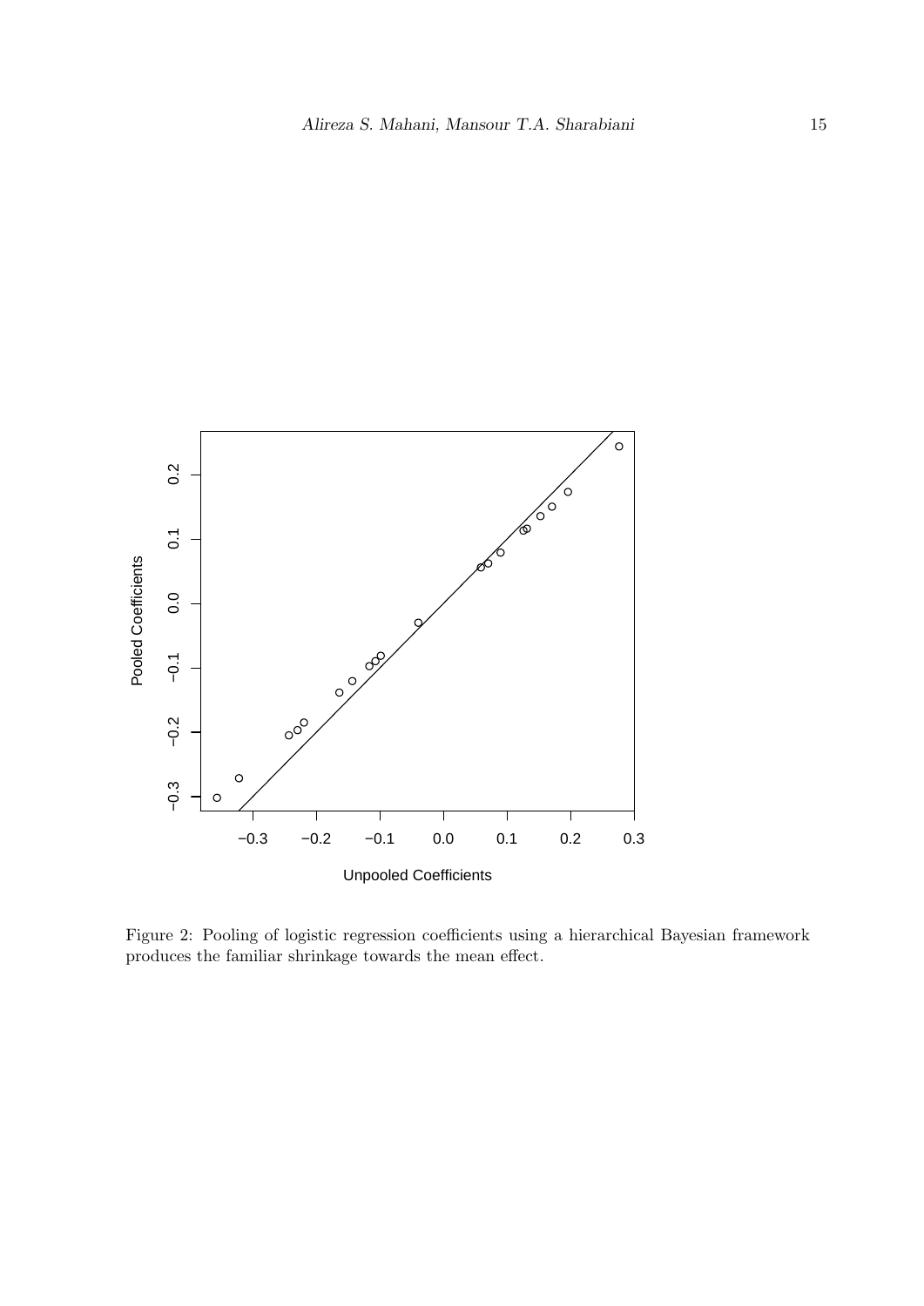Figure 2: Pooling of logistic regression coefficients using a hierarchical Bayesian framework produces the familiar shrinkage towards the mean effect.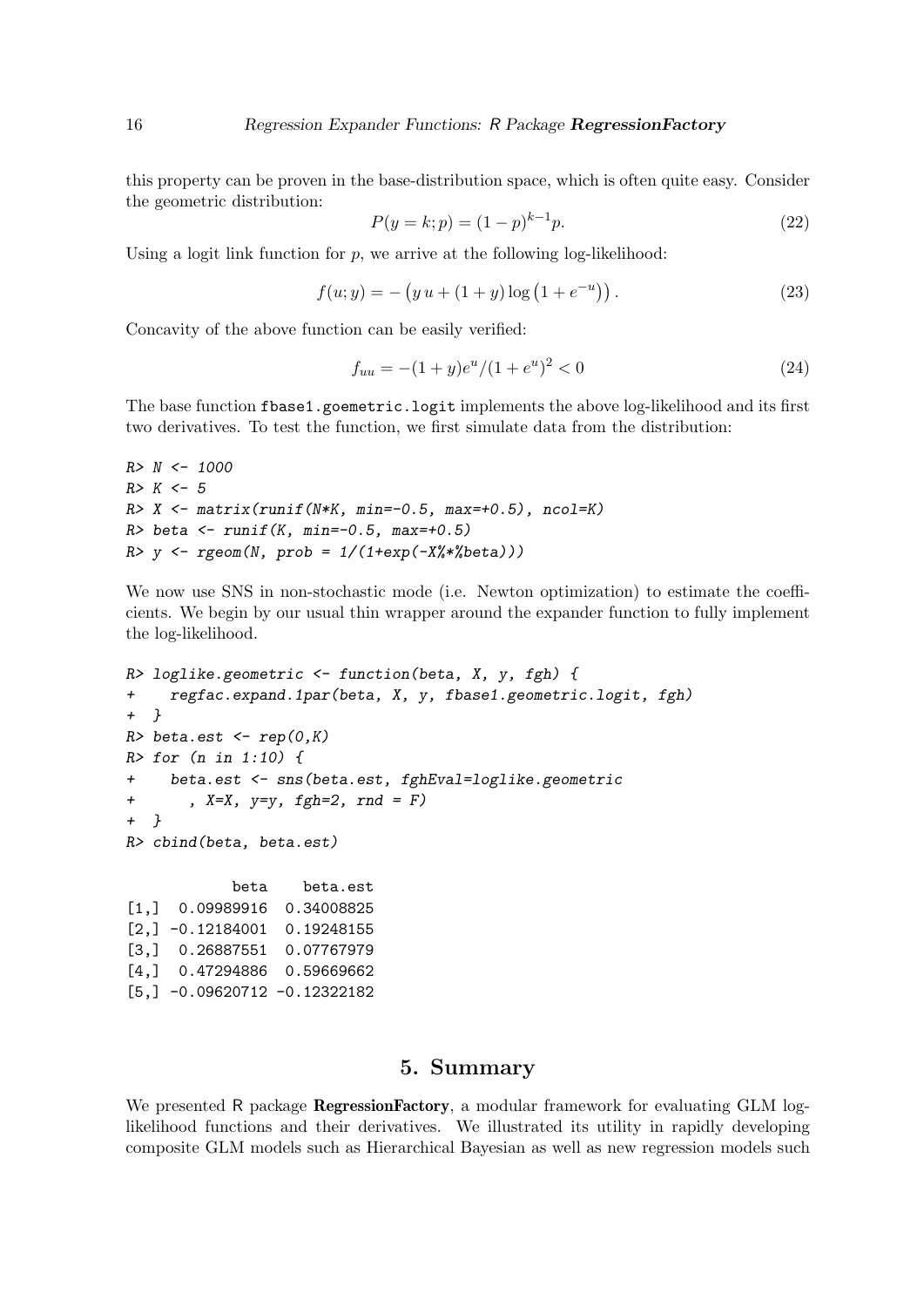this property can be proven in the base-distribution space, which is often quite easy. Consider the geometric distribution:

$$P(y = k; p) = (1 - p)^{k-1} p. \tag{22}$$

Using a logit link function for $p$, we arrive at the following log-likelihood:

$$f(u; y) = -\left(y\, u + (1 + y) \log\left(1 + e^{-u}\right)\right). \tag{23}$$

Concavity of the above function can be easily verified:

$$f_{uu} = -(1 + y)e^{u}/(1 + e^{u})^2 < 0 \tag{24}$$

The base function `fbase1.goemetric.logit` implements the above log-likelihood and its first two derivatives. To test the function, we first simulate data from the distribution:

```
R> N <- 1000
R> K <- 5
R> X <- matrix(runif(N*K, min=-0.5, max=+0.5), ncol=K)
R> beta <- runif(K, min=-0.5, max=+0.5)
R> y <- rgeom(N, prob = 1/(1+exp(-X%*%beta)))
```

We now use SNS in non-stochastic mode (i.e. Newton optimization) to estimate the coefficients. We begin by our usual thin wrapper around the expander function to fully implement the log-likelihood.

```
R> loglike.geometric <- function(beta, X, y, fgh) {
+    regfac.expand.1par(beta, X, y, fbase1.geometric.logit, fgh)
+  }
R> beta.est <- rep(0,K)
R> for (n in 1:10) {
+    beta.est <- sns(beta.est, fghEval=loglike.geometric
+      , X=X, y=y, fgh=2, rnd = F)
+  }
R> cbind(beta, beta.est)

            beta    beta.est
[1,]  0.09989916  0.34008825
[2,] -0.12184001  0.19248155
[3,]  0.26887551  0.07767979
[4,]  0.47294886  0.59669662
[5,] -0.09620712 -0.12322182
```

## 5. Summary

We presented R package **RegressionFactory**, a modular framework for evaluating GLM log-likelihood functions and their derivatives. We illustrated its utility in rapidly developing composite GLM models such as Hierarchical Bayesian as well as new regression models such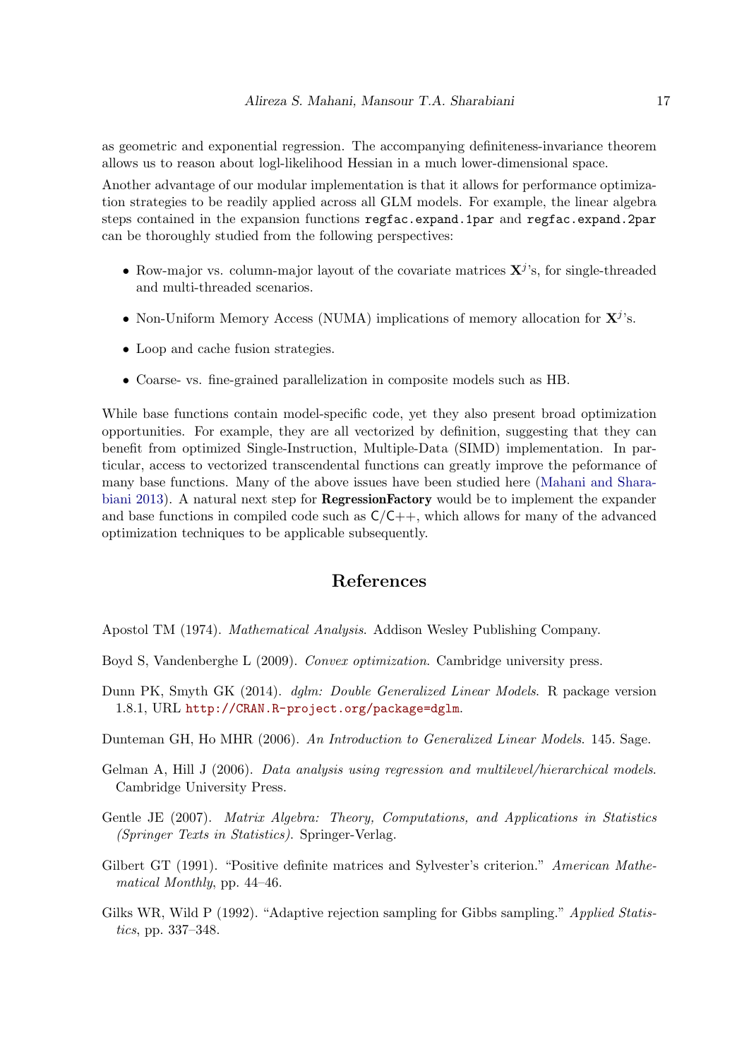as geometric and exponential regression. The accompanying definiteness-invariance theorem allows us to reason about logl-likelihood Hessian in a much lower-dimensional space.

Another advantage of our modular implementation is that it allows for performance optimization strategies to be readily applied across all GLM models. For example, the linear algebra steps contained in the expansion functions `regfac.expand.1par` and `regfac.expand.2par` can be thoroughly studied from the following perspectives:

- Row-major vs. column-major layout of the covariate matrices $\mathbf{X}^j$'s, for single-threaded and multi-threaded scenarios.
- Non-Uniform Memory Access (NUMA) implications of memory allocation for $\mathbf{X}^j$'s.
- Loop and cache fusion strategies.
- Coarse- vs. fine-grained parallelization in composite models such as HB.

While base functions contain model-specific code, yet they also present broad optimization opportunities. For example, they are all vectorized by definition, suggesting that they can benefit from optimized Single-Instruction, Multiple-Data (SIMD) implementation. In particular, access to vectorized transcendental functions can greatly improve the peformance of many base functions. Many of the above issues have been studied here (Mahani and Sharabiani 2013). A natural next step for **RegressionFactory** would be to implement the expander and base functions in compiled code such as C/C++, which allows for many of the advanced optimization techniques to be applicable subsequently.

## References

Apostol TM (1974). *Mathematical Analysis*. Addison Wesley Publishing Company.

Boyd S, Vandenberghe L (2009). *Convex optimization*. Cambridge university press.

Dunn PK, Smyth GK (2014). *dglm: Double Generalized Linear Models*. R package version 1.8.1, URL http://CRAN.R-project.org/package=dglm.

Dunteman GH, Ho MHR (2006). *An Introduction to Generalized Linear Models*. 145. Sage.

Gelman A, Hill J (2006). *Data analysis using regression and multilevel/hierarchical models*. Cambridge University Press.

Gentle JE (2007). *Matrix Algebra: Theory, Computations, and Applications in Statistics (Springer Texts in Statistics)*. Springer-Verlag.

Gilbert GT (1991). "Positive definite matrices and Sylvester's criterion." *American Mathematical Monthly*, pp. 44–46.

Gilks WR, Wild P (1992). "Adaptive rejection sampling for Gibbs sampling." *Applied Statistics*, pp. 337–348.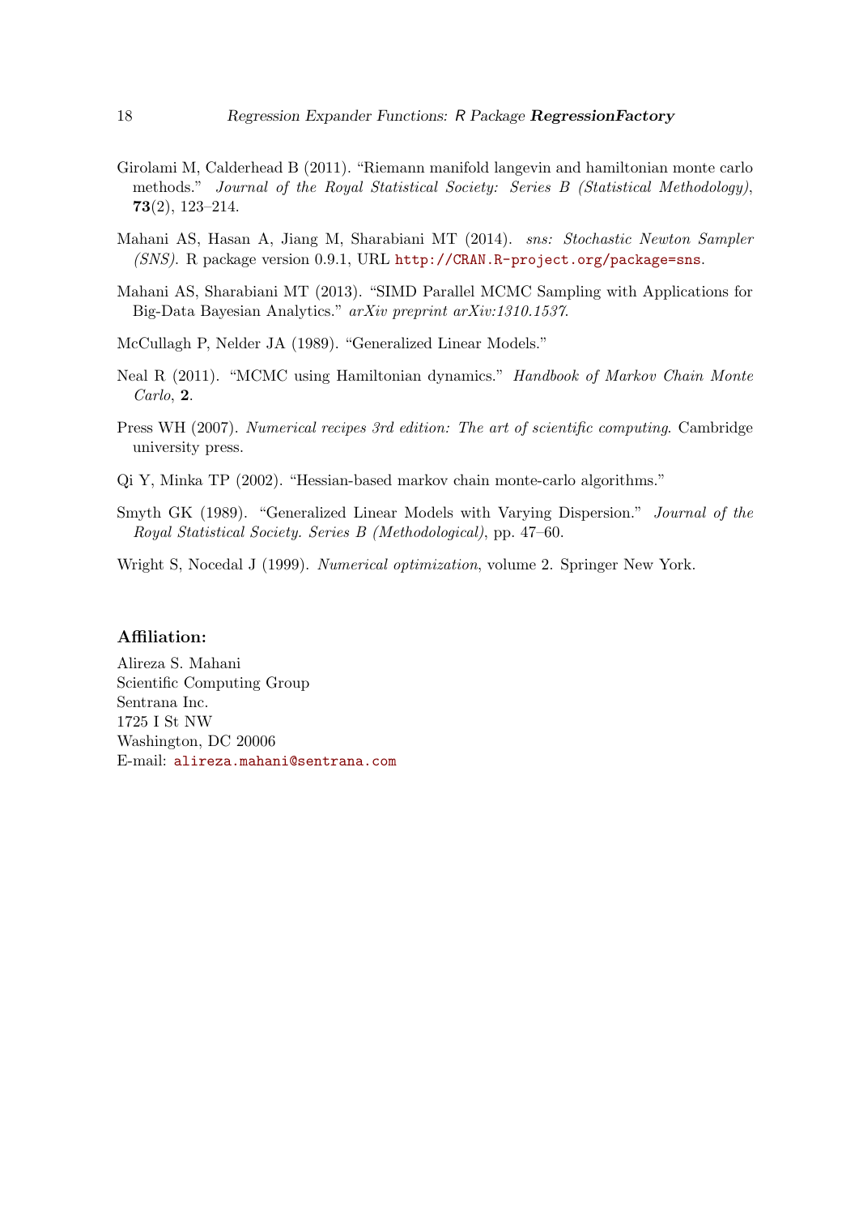Girolami M, Calderhead B (2011). "Riemann manifold langevin and hamiltonian monte carlo methods." *Journal of the Royal Statistical Society: Series B (Statistical Methodology)*, **73**(2), 123–214.

Mahani AS, Hasan A, Jiang M, Sharabiani MT (2014). *sns: Stochastic Newton Sampler (SNS)*. R package version 0.9.1, URL http://CRAN.R-project.org/package=sns.

Mahani AS, Sharabiani MT (2013). "SIMD Parallel MCMC Sampling with Applications for Big-Data Bayesian Analytics." *arXiv preprint arXiv:1310.1537*.

McCullagh P, Nelder JA (1989). "Generalized Linear Models."

Neal R (2011). "MCMC using Hamiltonian dynamics." *Handbook of Markov Chain Monte Carlo*, **2**.

Press WH (2007). *Numerical recipes 3rd edition: The art of scientific computing*. Cambridge university press.

Qi Y, Minka TP (2002). "Hessian-based markov chain monte-carlo algorithms."

Smyth GK (1989). "Generalized Linear Models with Varying Dispersion." *Journal of the Royal Statistical Society. Series B (Methodological)*, pp. 47–60.

Wright S, Nocedal J (1999). *Numerical optimization*, volume 2. Springer New York.

**Affiliation:**

Alireza S. Mahani
Scientific Computing Group
Sentrana Inc.
1725 I St NW
Washington, DC 20006
E-mail: alireza.mahani@sentrana.com